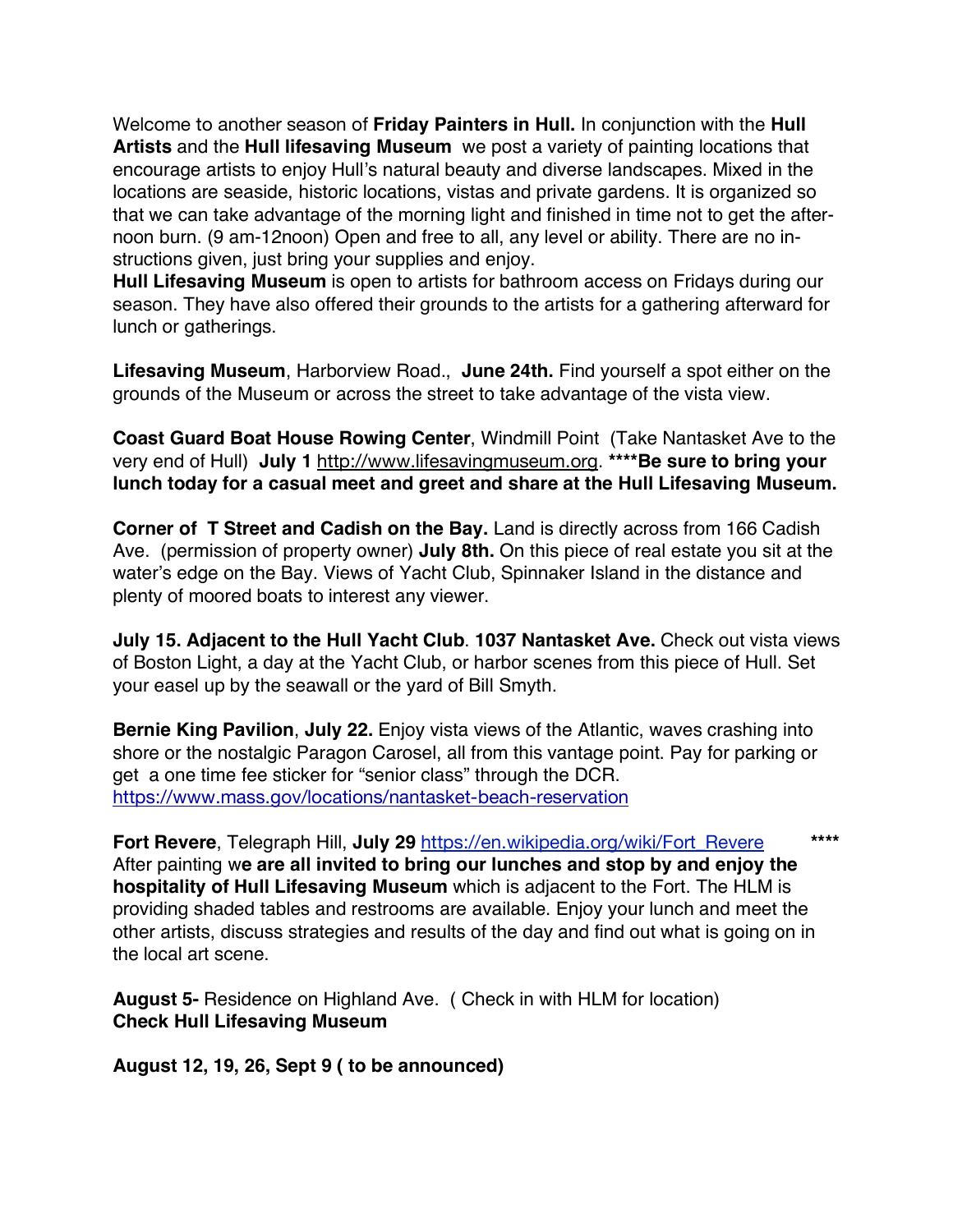Welcome to another season of **Friday Painters in Hull.** In conjunction with the **Hull Artists** and the **Hull lifesaving Museum** we post a variety of painting locations that encourage artists to enjoy Hull's natural beauty and diverse landscapes. Mixed in the locations are seaside, historic locations, vistas and private gardens. It is organized so that we can take advantage of the morning light and finished in time not to get the after-noon burn. (9 am-12noon) Open and free to all, any level or ability. There are no in-structions given, just bring your supplies and enjoy.
**Hull Lifesaving Museum** is open to artists for bathroom access on Fridays during our season. They have also offered their grounds to the artists for a gathering afterward for lunch or gatherings.

**Lifesaving Museum**, Harborview Road., **June 24th.** Find yourself a spot either on the grounds of the Museum or across the street to take advantage of the vista view.

**Coast Guard Boat House Rowing Center**, Windmill Point (Take Nantasket Ave to the very end of Hull) **July 1** http://www.lifesavingmuseum.org. ****Be sure to bring your lunch today for a casual meet and greet and share at the Hull Lifesaving Museum.**

**Corner of T Street and Cadish on the Bay.** Land is directly across from 166 Cadish Ave. (permission of property owner) **July 8th.** On this piece of real estate you sit at the water's edge on the Bay. Views of Yacht Club, Spinnaker Island in the distance and plenty of moored boats to interest any viewer.

**July 15. Adjacent to the Hull Yacht Club**. **1037 Nantasket Ave.** Check out vista views of Boston Light, a day at the Yacht Club, or harbor scenes from this piece of Hull. Set your easel up by the seawall or the yard of Bill Smyth.

**Bernie King Pavilion**, **July 22.** Enjoy vista views of the Atlantic, waves crashing into shore or the nostalgic Paragon Carosel, all from this vantage point. Pay for parking or get a one time fee sticker for "senior class" through the DCR.
https://www.mass.gov/locations/nantasket-beach-reservation

**Fort Revere**, Telegraph Hill, **July 29** https://en.wikipedia.org/wiki/Fort_Revere ****
After painting w**e are all invited to bring our lunches and stop by and enjoy the hospitality of Hull Lifesaving Museum** which is adjacent to the Fort. The HLM is providing shaded tables and restrooms are available. Enjoy your lunch and meet the other artists, discuss strategies and results of the day and find out what is going on in the local art scene.

**August 5-** Residence on Highland Ave. ( Check in with HLM for location)
**Check Hull Lifesaving Museum**

**August 12, 19, 26, Sept 9 ( to be announced)**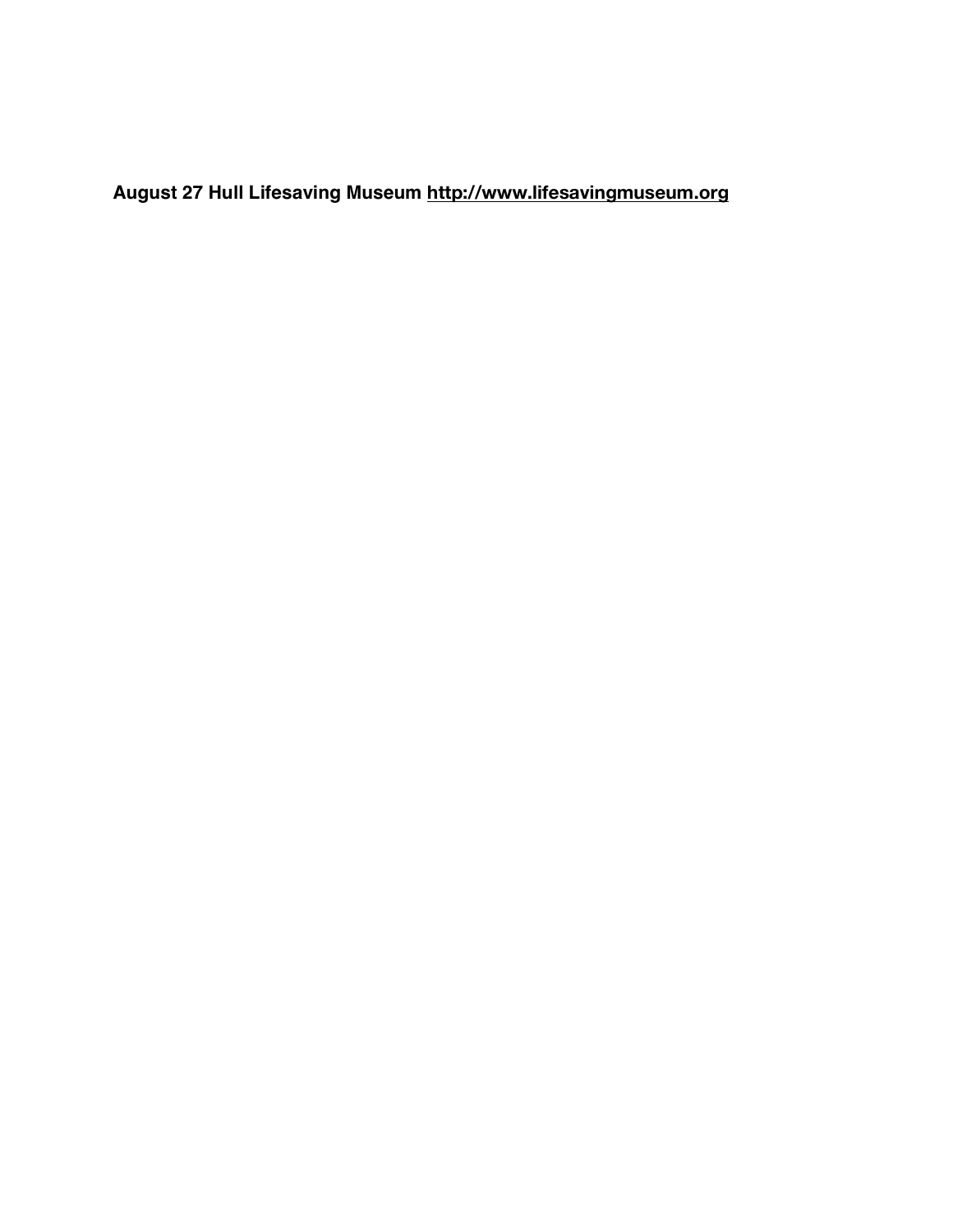**August 27 Hull Lifesaving Museum http://www.lifesavingmuseum.org**